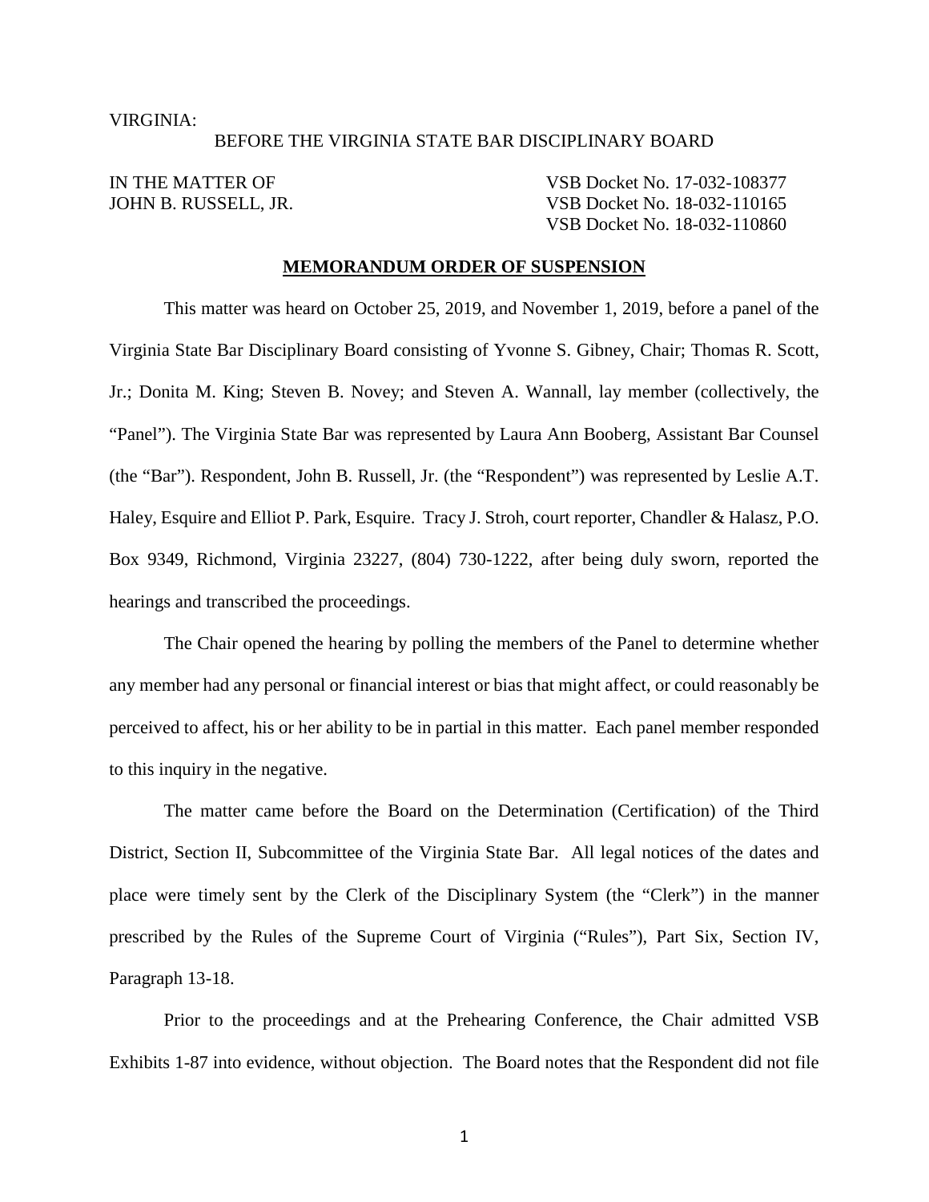VIRGINIA:

BEFORE THE VIRGINIA STATE BAR DISCIPLINARY BOARD

IN THE MATTER OF
JOHN B. RUSSELL, JR.

VSB Docket No. 17-032-108377
VSB Docket No. 18-032-110165
VSB Docket No. 18-032-110860

**MEMORANDUM ORDER OF SUSPENSION**

This matter was heard on October 25, 2019, and November 1, 2019, before a panel of the Virginia State Bar Disciplinary Board consisting of Yvonne S. Gibney, Chair; Thomas R. Scott, Jr.; Donita M. King; Steven B. Novey; and Steven A. Wannall, lay member (collectively, the "Panel"). The Virginia State Bar was represented by Laura Ann Booberg, Assistant Bar Counsel (the "Bar"). Respondent, John B. Russell, Jr. (the "Respondent") was represented by Leslie A.T. Haley, Esquire and Elliot P. Park, Esquire. Tracy J. Stroh, court reporter, Chandler & Halasz, P.O. Box 9349, Richmond, Virginia 23227, (804) 730-1222, after being duly sworn, reported the hearings and transcribed the proceedings.

The Chair opened the hearing by polling the members of the Panel to determine whether any member had any personal or financial interest or bias that might affect, or could reasonably be perceived to affect, his or her ability to be in partial in this matter. Each panel member responded to this inquiry in the negative.

The matter came before the Board on the Determination (Certification) of the Third District, Section II, Subcommittee of the Virginia State Bar. All legal notices of the dates and place were timely sent by the Clerk of the Disciplinary System (the "Clerk") in the manner prescribed by the Rules of the Supreme Court of Virginia ("Rules"), Part Six, Section IV, Paragraph 13-18.

Prior to the proceedings and at the Prehearing Conference, the Chair admitted VSB Exhibits 1-87 into evidence, without objection. The Board notes that the Respondent did not file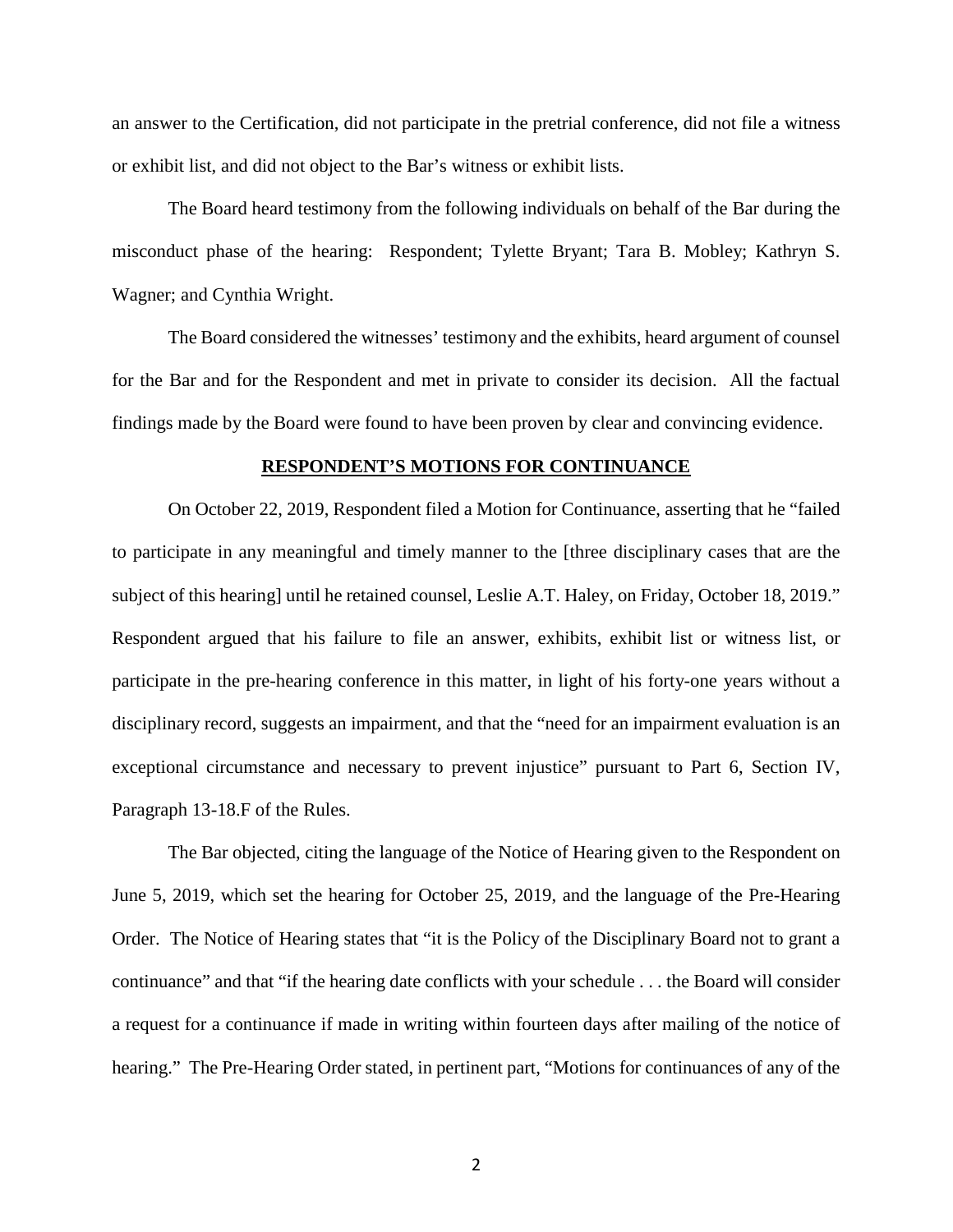an answer to the Certification, did not participate in the pretrial conference, did not file a witness or exhibit list, and did not object to the Bar's witness or exhibit lists.

The Board heard testimony from the following individuals on behalf of the Bar during the misconduct phase of the hearing: Respondent; Tylette Bryant; Tara B. Mobley; Kathryn S. Wagner; and Cynthia Wright.

The Board considered the witnesses' testimony and the exhibits, heard argument of counsel for the Bar and for the Respondent and met in private to consider its decision. All the factual findings made by the Board were found to have been proven by clear and convincing evidence.

## RESPONDENT'S MOTIONS FOR CONTINUANCE

On October 22, 2019, Respondent filed a Motion for Continuance, asserting that he "failed to participate in any meaningful and timely manner to the [three disciplinary cases that are the subject of this hearing] until he retained counsel, Leslie A.T. Haley, on Friday, October 18, 2019." Respondent argued that his failure to file an answer, exhibits, exhibit list or witness list, or participate in the pre-hearing conference in this matter, in light of his forty-one years without a disciplinary record, suggests an impairment, and that the "need for an impairment evaluation is an exceptional circumstance and necessary to prevent injustice" pursuant to Part 6, Section IV, Paragraph 13-18.F of the Rules.

The Bar objected, citing the language of the Notice of Hearing given to the Respondent on June 5, 2019, which set the hearing for October 25, 2019, and the language of the Pre-Hearing Order. The Notice of Hearing states that "it is the Policy of the Disciplinary Board not to grant a continuance" and that "if the hearing date conflicts with your schedule . . . the Board will consider a request for a continuance if made in writing within fourteen days after mailing of the notice of hearing." The Pre-Hearing Order stated, in pertinent part, "Motions for continuances of any of the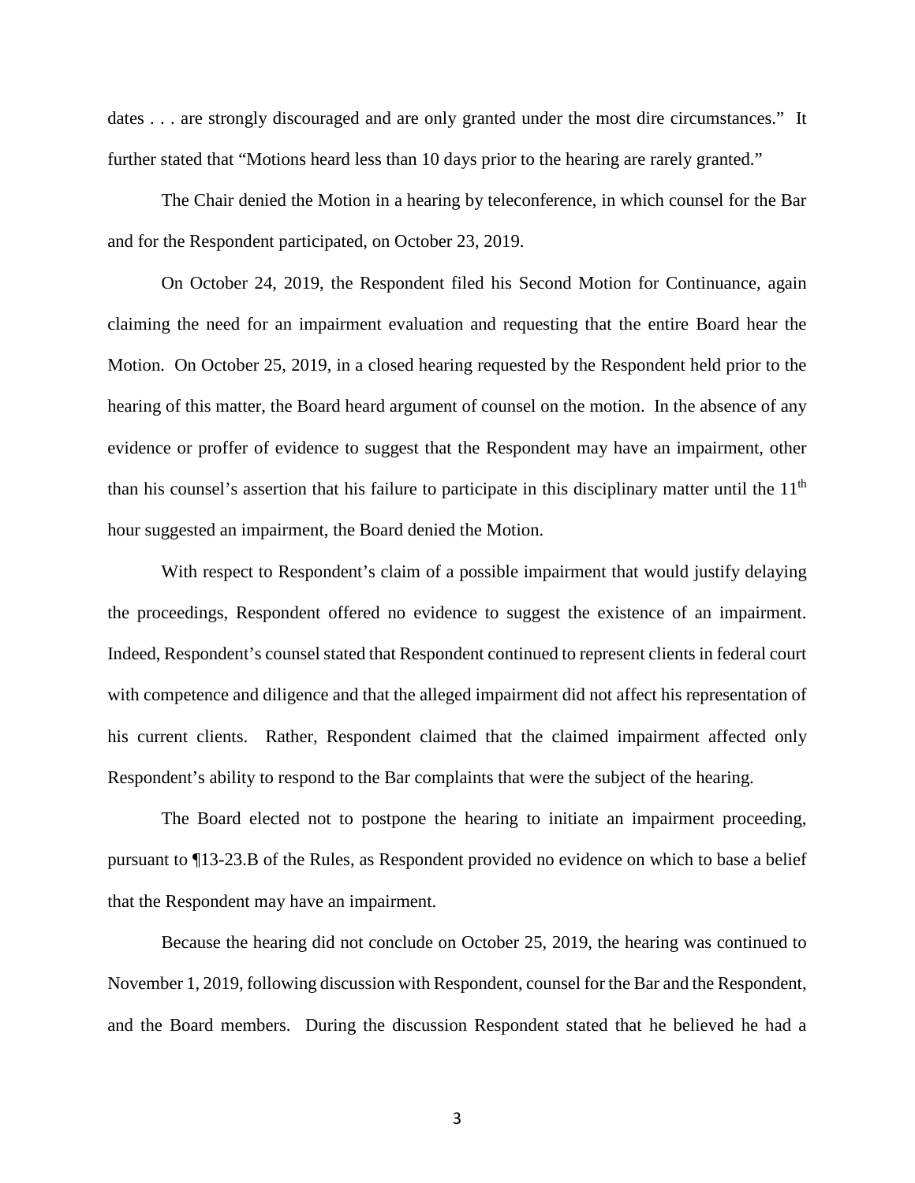dates . . . are strongly discouraged and are only granted under the most dire circumstances." It further stated that "Motions heard less than 10 days prior to the hearing are rarely granted."

The Chair denied the Motion in a hearing by teleconference, in which counsel for the Bar and for the Respondent participated, on October 23, 2019.

On October 24, 2019, the Respondent filed his Second Motion for Continuance, again claiming the need for an impairment evaluation and requesting that the entire Board hear the Motion. On October 25, 2019, in a closed hearing requested by the Respondent held prior to the hearing of this matter, the Board heard argument of counsel on the motion. In the absence of any evidence or proffer of evidence to suggest that the Respondent may have an impairment, other than his counsel's assertion that his failure to participate in this disciplinary matter until the 11th hour suggested an impairment, the Board denied the Motion.

With respect to Respondent's claim of a possible impairment that would justify delaying the proceedings, Respondent offered no evidence to suggest the existence of an impairment. Indeed, Respondent's counsel stated that Respondent continued to represent clients in federal court with competence and diligence and that the alleged impairment did not affect his representation of his current clients. Rather, Respondent claimed that the claimed impairment affected only Respondent's ability to respond to the Bar complaints that were the subject of the hearing.

The Board elected not to postpone the hearing to initiate an impairment proceeding, pursuant to ¶13-23.B of the Rules, as Respondent provided no evidence on which to base a belief that the Respondent may have an impairment.

Because the hearing did not conclude on October 25, 2019, the hearing was continued to November 1, 2019, following discussion with Respondent, counsel for the Bar and the Respondent, and the Board members. During the discussion Respondent stated that he believed he had a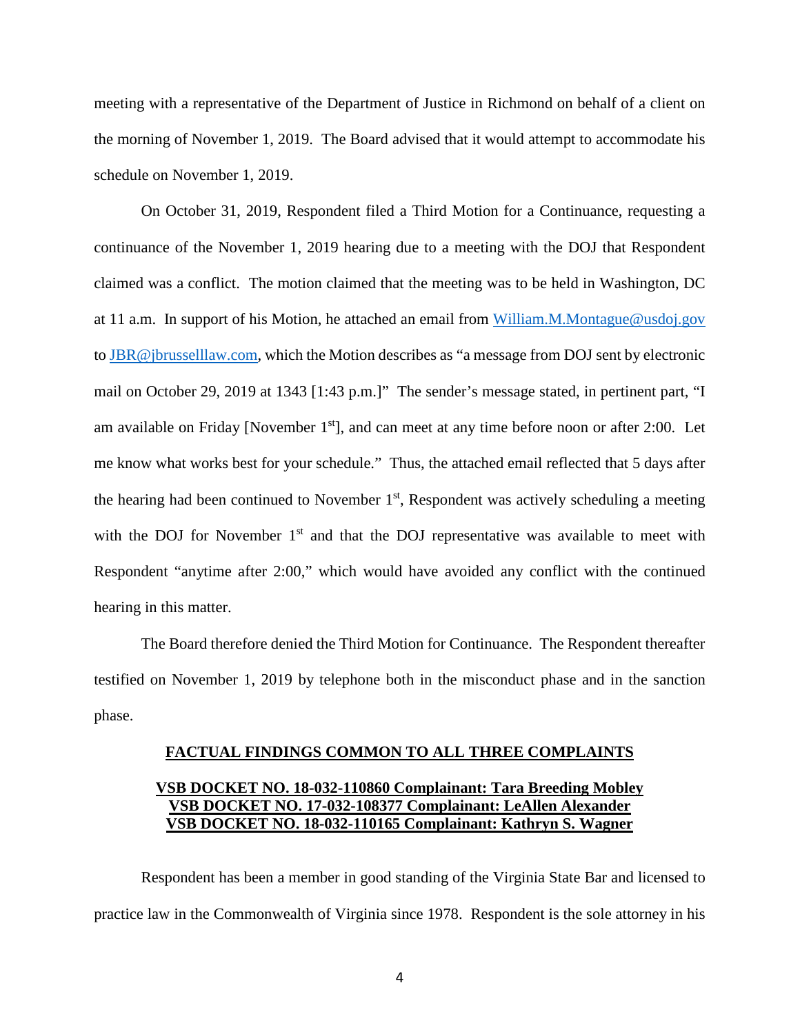meeting with a representative of the Department of Justice in Richmond on behalf of a client on the morning of November 1, 2019. The Board advised that it would attempt to accommodate his schedule on November 1, 2019.

On October 31, 2019, Respondent filed a Third Motion for a Continuance, requesting a continuance of the November 1, 2019 hearing due to a meeting with the DOJ that Respondent claimed was a conflict. The motion claimed that the meeting was to be held in Washington, DC at 11 a.m. In support of his Motion, he attached an email from William.M.Montague@usdoj.gov to JBR@jbrusselllaw.com, which the Motion describes as "a message from DOJ sent by electronic mail on October 29, 2019 at 1343 [1:43 p.m.]" The sender's message stated, in pertinent part, "I am available on Friday [November 1st], and can meet at any time before noon or after 2:00. Let me know what works best for your schedule." Thus, the attached email reflected that 5 days after the hearing had been continued to November 1st, Respondent was actively scheduling a meeting with the DOJ for November 1st and that the DOJ representative was available to meet with Respondent "anytime after 2:00," which would have avoided any conflict with the continued hearing in this matter.

The Board therefore denied the Third Motion for Continuance. The Respondent thereafter testified on November 1, 2019 by telephone both in the misconduct phase and in the sanction phase.

## FACTUAL FINDINGS COMMON TO ALL THREE COMPLAINTS

### VSB DOCKET NO. 18-032-110860 Complainant: Tara Breeding Mobley
### VSB DOCKET NO. 17-032-108377 Complainant: LeAllen Alexander
### VSB DOCKET NO. 18-032-110165 Complainant: Kathryn S. Wagner

Respondent has been a member in good standing of the Virginia State Bar and licensed to practice law in the Commonwealth of Virginia since 1978. Respondent is the sole attorney in his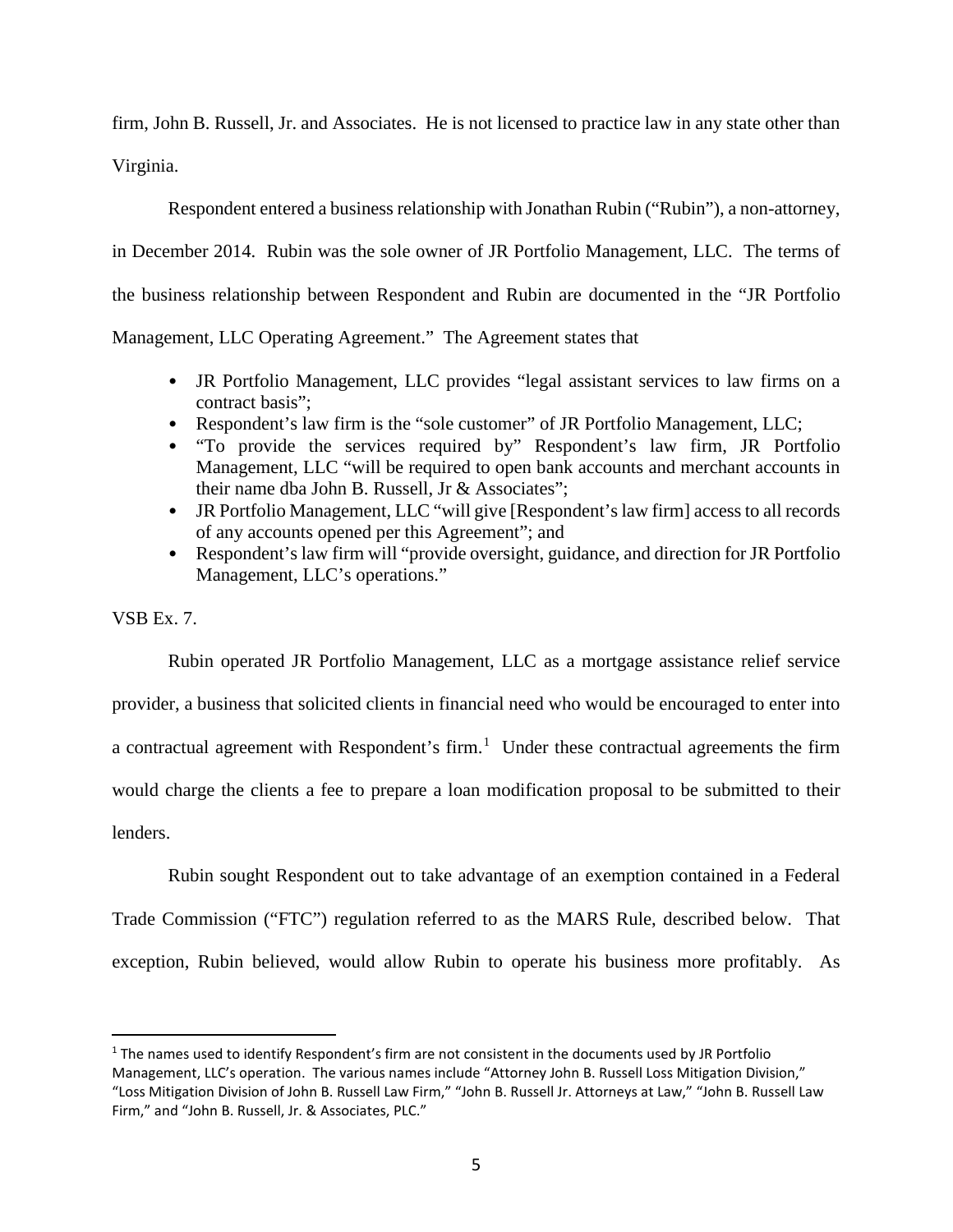firm, John B. Russell, Jr. and Associates. He is not licensed to practice law in any state other than Virginia.

Respondent entered a business relationship with Jonathan Rubin ("Rubin"), a non-attorney, in December 2014. Rubin was the sole owner of JR Portfolio Management, LLC. The terms of the business relationship between Respondent and Rubin are documented in the "JR Portfolio Management, LLC Operating Agreement." The Agreement states that

- JR Portfolio Management, LLC provides "legal assistant services to law firms on a contract basis";
- Respondent's law firm is the "sole customer" of JR Portfolio Management, LLC;
- "To provide the services required by" Respondent's law firm, JR Portfolio Management, LLC "will be required to open bank accounts and merchant accounts in their name dba John B. Russell, Jr & Associates";
- JR Portfolio Management, LLC "will give [Respondent's law firm] access to all records of any accounts opened per this Agreement"; and
- Respondent's law firm will "provide oversight, guidance, and direction for JR Portfolio Management, LLC's operations."

VSB Ex. 7.

Rubin operated JR Portfolio Management, LLC as a mortgage assistance relief service provider, a business that solicited clients in financial need who would be encouraged to enter into a contractual agreement with Respondent's firm.[1] Under these contractual agreements the firm would charge the clients a fee to prepare a loan modification proposal to be submitted to their lenders.

Rubin sought Respondent out to take advantage of an exemption contained in a Federal Trade Commission ("FTC") regulation referred to as the MARS Rule, described below. That exception, Rubin believed, would allow Rubin to operate his business more profitably. As

[1] The names used to identify Respondent's firm are not consistent in the documents used by JR Portfolio Management, LLC's operation. The various names include "Attorney John B. Russell Loss Mitigation Division," "Loss Mitigation Division of John B. Russell Law Firm," "John B. Russell Jr. Attorneys at Law," "John B. Russell Law Firm," and "John B. Russell, Jr. & Associates, PLC."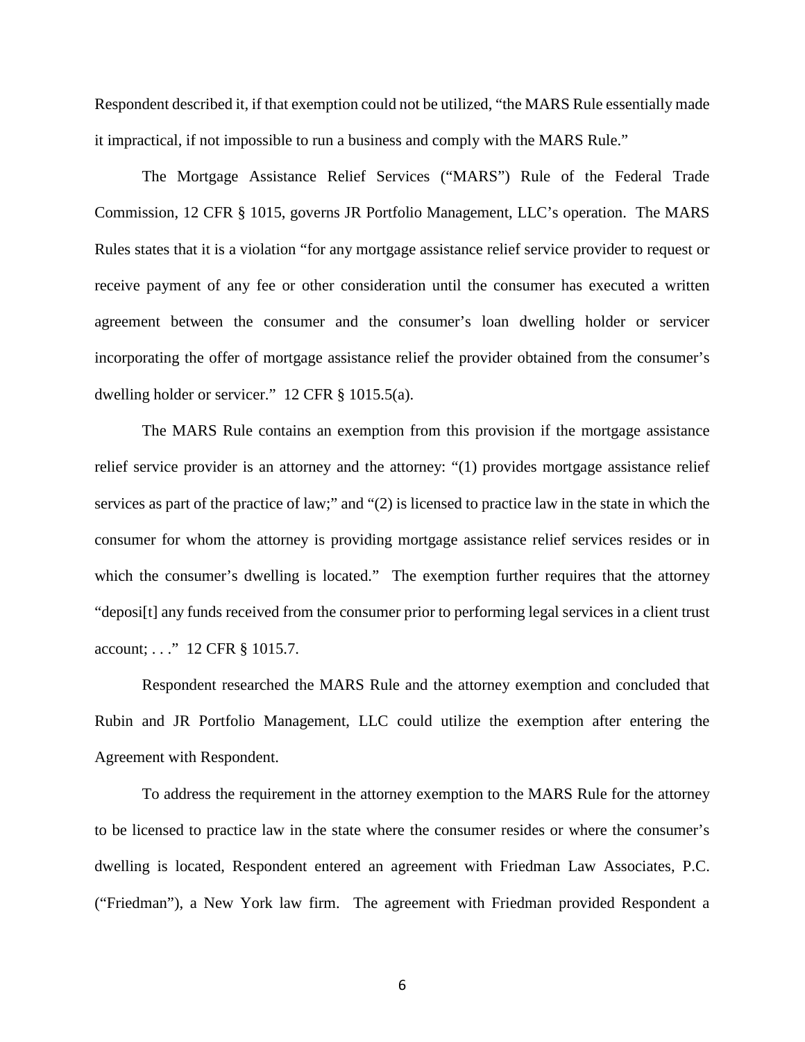Respondent described it, if that exemption could not be utilized, "the MARS Rule essentially made it impractical, if not impossible to run a business and comply with the MARS Rule."

The Mortgage Assistance Relief Services ("MARS") Rule of the Federal Trade Commission, 12 CFR § 1015, governs JR Portfolio Management, LLC's operation. The MARS Rules states that it is a violation "for any mortgage assistance relief service provider to request or receive payment of any fee or other consideration until the consumer has executed a written agreement between the consumer and the consumer's loan dwelling holder or servicer incorporating the offer of mortgage assistance relief the provider obtained from the consumer's dwelling holder or servicer." 12 CFR § 1015.5(a).

The MARS Rule contains an exemption from this provision if the mortgage assistance relief service provider is an attorney and the attorney: "(1) provides mortgage assistance relief services as part of the practice of law;" and "(2) is licensed to practice law in the state in which the consumer for whom the attorney is providing mortgage assistance relief services resides or in which the consumer's dwelling is located." The exemption further requires that the attorney "deposi[t] any funds received from the consumer prior to performing legal services in a client trust account; . . ." 12 CFR § 1015.7.

Respondent researched the MARS Rule and the attorney exemption and concluded that Rubin and JR Portfolio Management, LLC could utilize the exemption after entering the Agreement with Respondent.

To address the requirement in the attorney exemption to the MARS Rule for the attorney to be licensed to practice law in the state where the consumer resides or where the consumer's dwelling is located, Respondent entered an agreement with Friedman Law Associates, P.C. ("Friedman"), a New York law firm. The agreement with Friedman provided Respondent a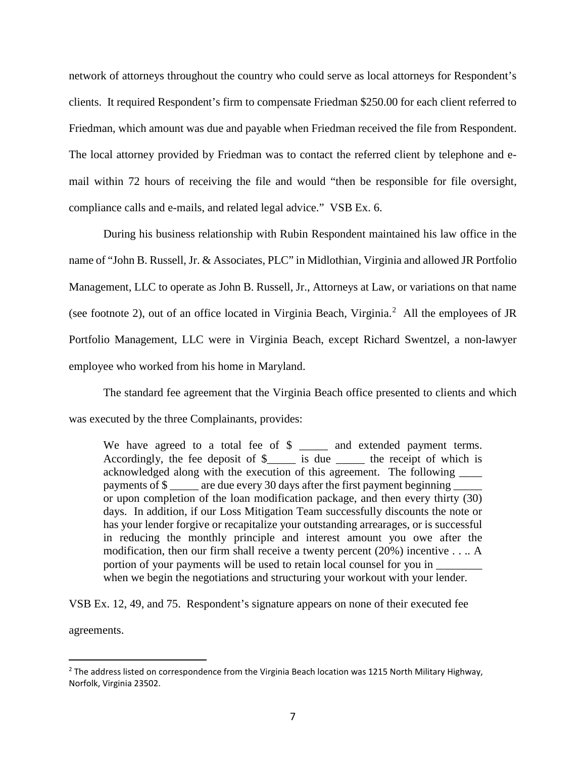network of attorneys throughout the country who could serve as local attorneys for Respondent's clients. It required Respondent's firm to compensate Friedman $250.00 for each client referred to Friedman, which amount was due and payable when Friedman received the file from Respondent. The local attorney provided by Friedman was to contact the referred client by telephone and e-mail within 72 hours of receiving the file and would "then be responsible for file oversight, compliance calls and e-mails, and related legal advice." VSB Ex. 6.

During his business relationship with Rubin Respondent maintained his law office in the name of "John B. Russell, Jr. & Associates, PLC" in Midlothian, Virginia and allowed JR Portfolio Management, LLC to operate as John B. Russell, Jr., Attorneys at Law, or variations on that name (see footnote 2), out of an office located in Virginia Beach, Virginia.[2] All the employees of JR Portfolio Management, LLC were in Virginia Beach, except Richard Swentzel, a non-lawyer employee who worked from his home in Maryland.

The standard fee agreement that the Virginia Beach office presented to clients and which was executed by the three Complainants, provides:

> We have agreed to a total fee of $ _____ and extended payment terms. Accordingly, the fee deposit of $_____ is due _____ the receipt of which is acknowledged along with the execution of this agreement. The following ____ payments of $ _____ are due every 30 days after the first payment beginning _____ or upon completion of the loan modification package, and then every thirty (30) days. In addition, if our Loss Mitigation Team successfully discounts the note or has your lender forgive or recapitalize your outstanding arrearages, or is successful in reducing the monthly principle and interest amount you owe after the modification, then our firm shall receive a twenty percent (20%) incentive . . .. A portion of your payments will be used to retain local counsel for you in ________ when we begin the negotiations and structuring your workout with your lender.

VSB Ex. 12, 49, and 75. Respondent's signature appears on none of their executed fee agreements.

---

[2] The address listed on correspondence from the Virginia Beach location was 1215 North Military Highway, Norfolk, Virginia 23502.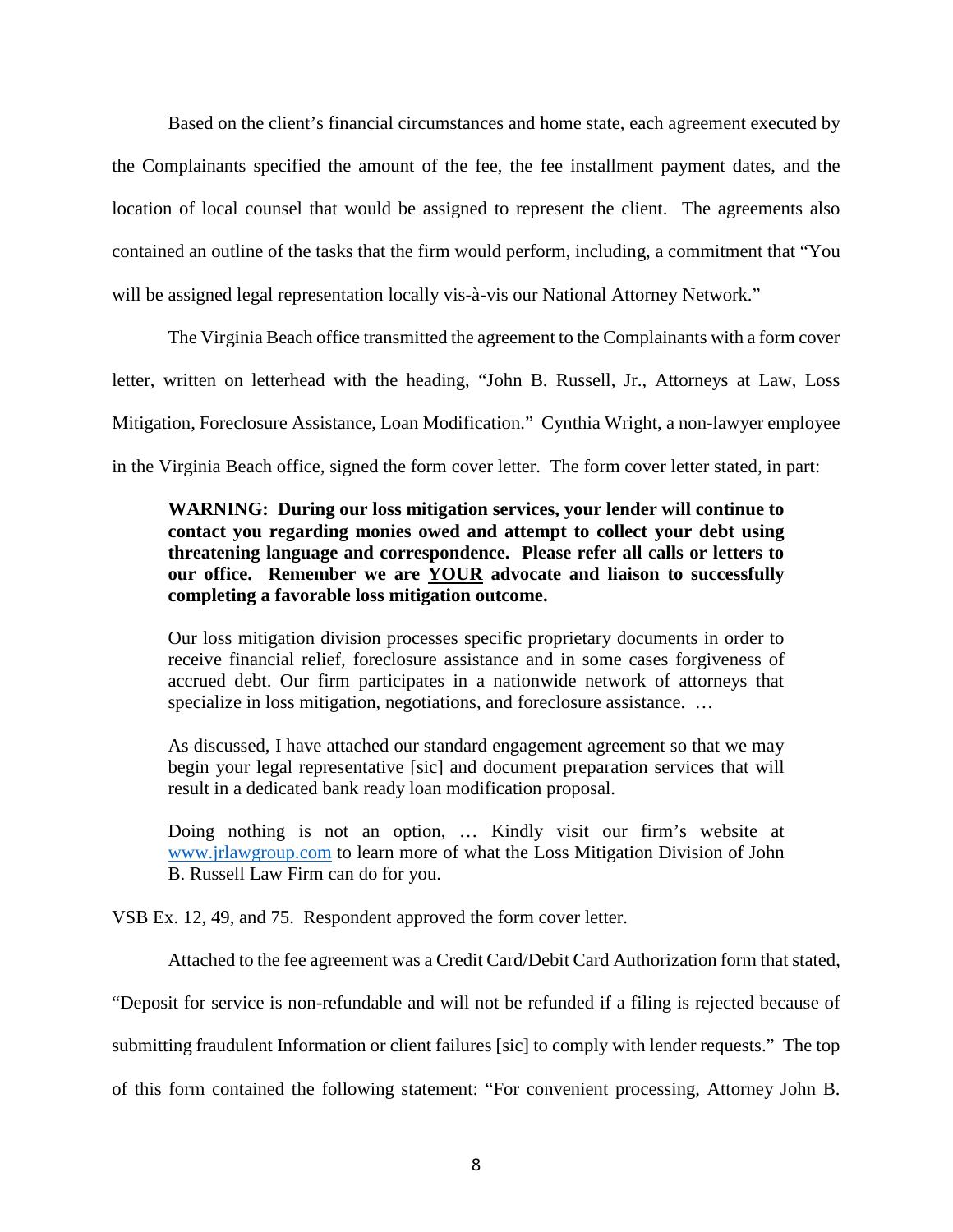Based on the client's financial circumstances and home state, each agreement executed by the Complainants specified the amount of the fee, the fee installment payment dates, and the location of local counsel that would be assigned to represent the client. The agreements also contained an outline of the tasks that the firm would perform, including, a commitment that "You will be assigned legal representation locally vis-à-vis our National Attorney Network."

The Virginia Beach office transmitted the agreement to the Complainants with a form cover letter, written on letterhead with the heading, "John B. Russell, Jr., Attorneys at Law, Loss Mitigation, Foreclosure Assistance, Loan Modification." Cynthia Wright, a non-lawyer employee in the Virginia Beach office, signed the form cover letter. The form cover letter stated, in part:

> **WARNING: During our loss mitigation services, your lender will continue to contact you regarding monies owed and attempt to collect your debt using threatening language and correspondence. Please refer all calls or letters to our office. Remember we are <u>YOUR</u> advocate and liaison to successfully completing a favorable loss mitigation outcome.**
>
> Our loss mitigation division processes specific proprietary documents in order to receive financial relief, foreclosure assistance and in some cases forgiveness of accrued debt. Our firm participates in a nationwide network of attorneys that specialize in loss mitigation, negotiations, and foreclosure assistance. …
>
> As discussed, I have attached our standard engagement agreement so that we may begin your legal representative [sic] and document preparation services that will result in a dedicated bank ready loan modification proposal.
>
> Doing nothing is not an option, … Kindly visit our firm's website at www.jrlawgroup.com to learn more of what the Loss Mitigation Division of John B. Russell Law Firm can do for you.

VSB Ex. 12, 49, and 75. Respondent approved the form cover letter.

Attached to the fee agreement was a Credit Card/Debit Card Authorization form that stated, "Deposit for service is non-refundable and will not be refunded if a filing is rejected because of submitting fraudulent Information or client failures [sic] to comply with lender requests." The top of this form contained the following statement: "For convenient processing, Attorney John B.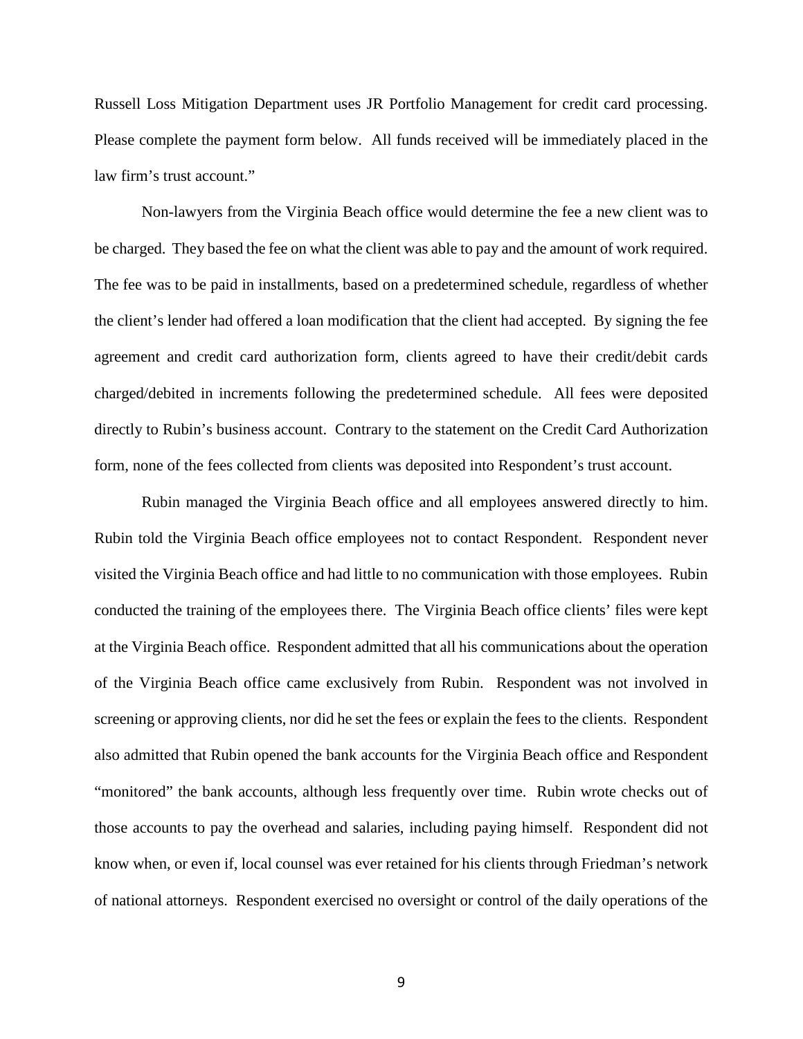Russell Loss Mitigation Department uses JR Portfolio Management for credit card processing. Please complete the payment form below. All funds received will be immediately placed in the law firm's trust account."

Non-lawyers from the Virginia Beach office would determine the fee a new client was to be charged. They based the fee on what the client was able to pay and the amount of work required. The fee was to be paid in installments, based on a predetermined schedule, regardless of whether the client's lender had offered a loan modification that the client had accepted. By signing the fee agreement and credit card authorization form, clients agreed to have their credit/debit cards charged/debited in increments following the predetermined schedule. All fees were deposited directly to Rubin's business account. Contrary to the statement on the Credit Card Authorization form, none of the fees collected from clients was deposited into Respondent's trust account.

Rubin managed the Virginia Beach office and all employees answered directly to him. Rubin told the Virginia Beach office employees not to contact Respondent. Respondent never visited the Virginia Beach office and had little to no communication with those employees. Rubin conducted the training of the employees there. The Virginia Beach office clients' files were kept at the Virginia Beach office. Respondent admitted that all his communications about the operation of the Virginia Beach office came exclusively from Rubin. Respondent was not involved in screening or approving clients, nor did he set the fees or explain the fees to the clients. Respondent also admitted that Rubin opened the bank accounts for the Virginia Beach office and Respondent "monitored" the bank accounts, although less frequently over time. Rubin wrote checks out of those accounts to pay the overhead and salaries, including paying himself. Respondent did not know when, or even if, local counsel was ever retained for his clients through Friedman's network of national attorneys. Respondent exercised no oversight or control of the daily operations of the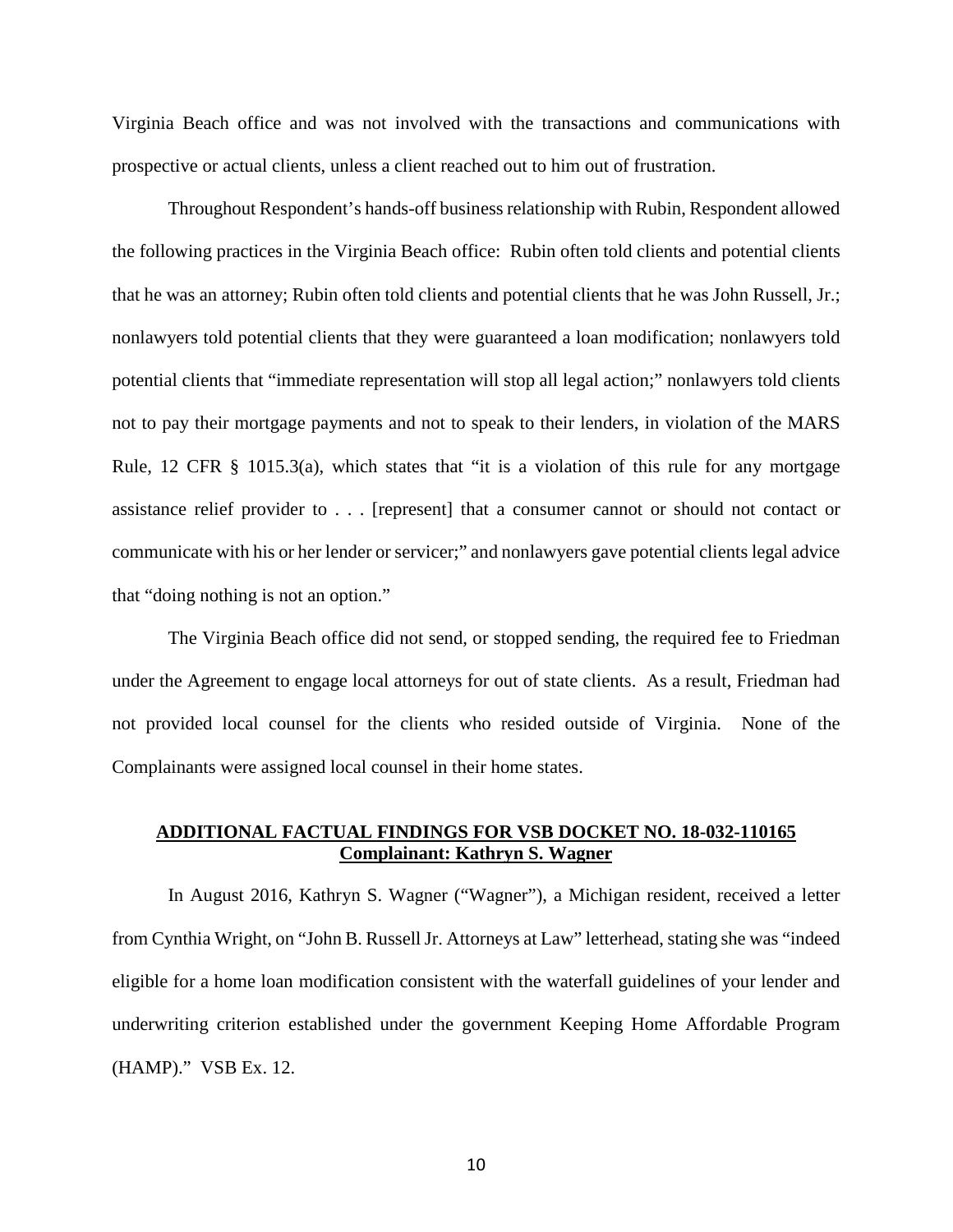Virginia Beach office and was not involved with the transactions and communications with prospective or actual clients, unless a client reached out to him out of frustration.

Throughout Respondent's hands-off business relationship with Rubin, Respondent allowed the following practices in the Virginia Beach office: Rubin often told clients and potential clients that he was an attorney; Rubin often told clients and potential clients that he was John Russell, Jr.; nonlawyers told potential clients that they were guaranteed a loan modification; nonlawyers told potential clients that "immediate representation will stop all legal action;" nonlawyers told clients not to pay their mortgage payments and not to speak to their lenders, in violation of the MARS Rule, 12 CFR § 1015.3(a), which states that "it is a violation of this rule for any mortgage assistance relief provider to . . . [represent] that a consumer cannot or should not contact or communicate with his or her lender or servicer;" and nonlawyers gave potential clients legal advice that "doing nothing is not an option."

The Virginia Beach office did not send, or stopped sending, the required fee to Friedman under the Agreement to engage local attorneys for out of state clients. As a result, Friedman had not provided local counsel for the clients who resided outside of Virginia. None of the Complainants were assigned local counsel in their home states.

## ADDITIONAL FACTUAL FINDINGS FOR VSB DOCKET NO. 18-032-110165
## Complainant: Kathryn S. Wagner

In August 2016, Kathryn S. Wagner ("Wagner"), a Michigan resident, received a letter from Cynthia Wright, on "John B. Russell Jr. Attorneys at Law" letterhead, stating she was "indeed eligible for a home loan modification consistent with the waterfall guidelines of your lender and underwriting criterion established under the government Keeping Home Affordable Program (HAMP)." VSB Ex. 12.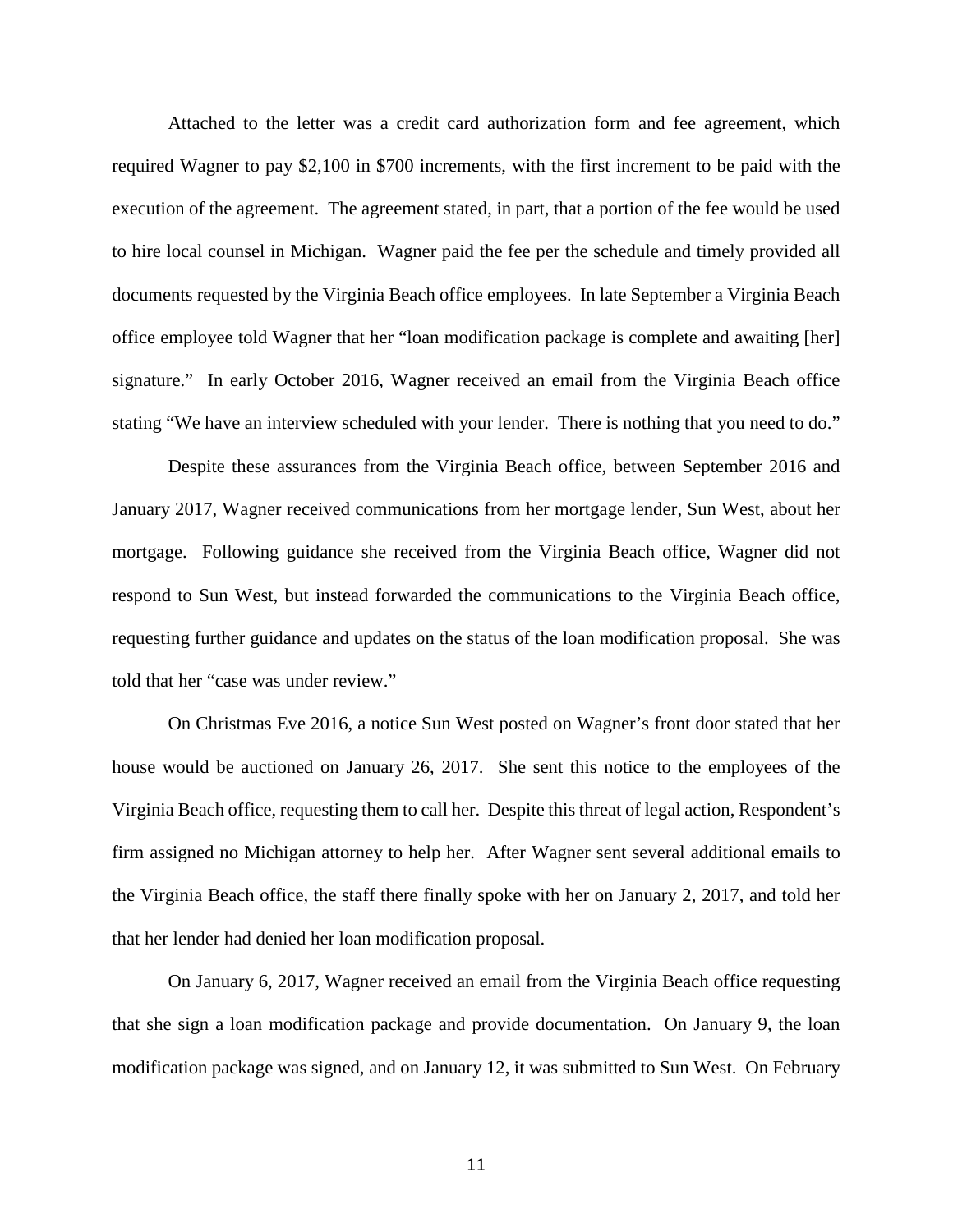Attached to the letter was a credit card authorization form and fee agreement, which required Wagner to pay $2,100 in $700 increments, with the first increment to be paid with the execution of the agreement. The agreement stated, in part, that a portion of the fee would be used to hire local counsel in Michigan. Wagner paid the fee per the schedule and timely provided all documents requested by the Virginia Beach office employees. In late September a Virginia Beach office employee told Wagner that her "loan modification package is complete and awaiting [her] signature." In early October 2016, Wagner received an email from the Virginia Beach office stating "We have an interview scheduled with your lender. There is nothing that you need to do."

Despite these assurances from the Virginia Beach office, between September 2016 and January 2017, Wagner received communications from her mortgage lender, Sun West, about her mortgage. Following guidance she received from the Virginia Beach office, Wagner did not respond to Sun West, but instead forwarded the communications to the Virginia Beach office, requesting further guidance and updates on the status of the loan modification proposal. She was told that her "case was under review."

On Christmas Eve 2016, a notice Sun West posted on Wagner's front door stated that her house would be auctioned on January 26, 2017. She sent this notice to the employees of the Virginia Beach office, requesting them to call her. Despite this threat of legal action, Respondent's firm assigned no Michigan attorney to help her. After Wagner sent several additional emails to the Virginia Beach office, the staff there finally spoke with her on January 2, 2017, and told her that her lender had denied her loan modification proposal.

On January 6, 2017, Wagner received an email from the Virginia Beach office requesting that she sign a loan modification package and provide documentation. On January 9, the loan modification package was signed, and on January 12, it was submitted to Sun West. On February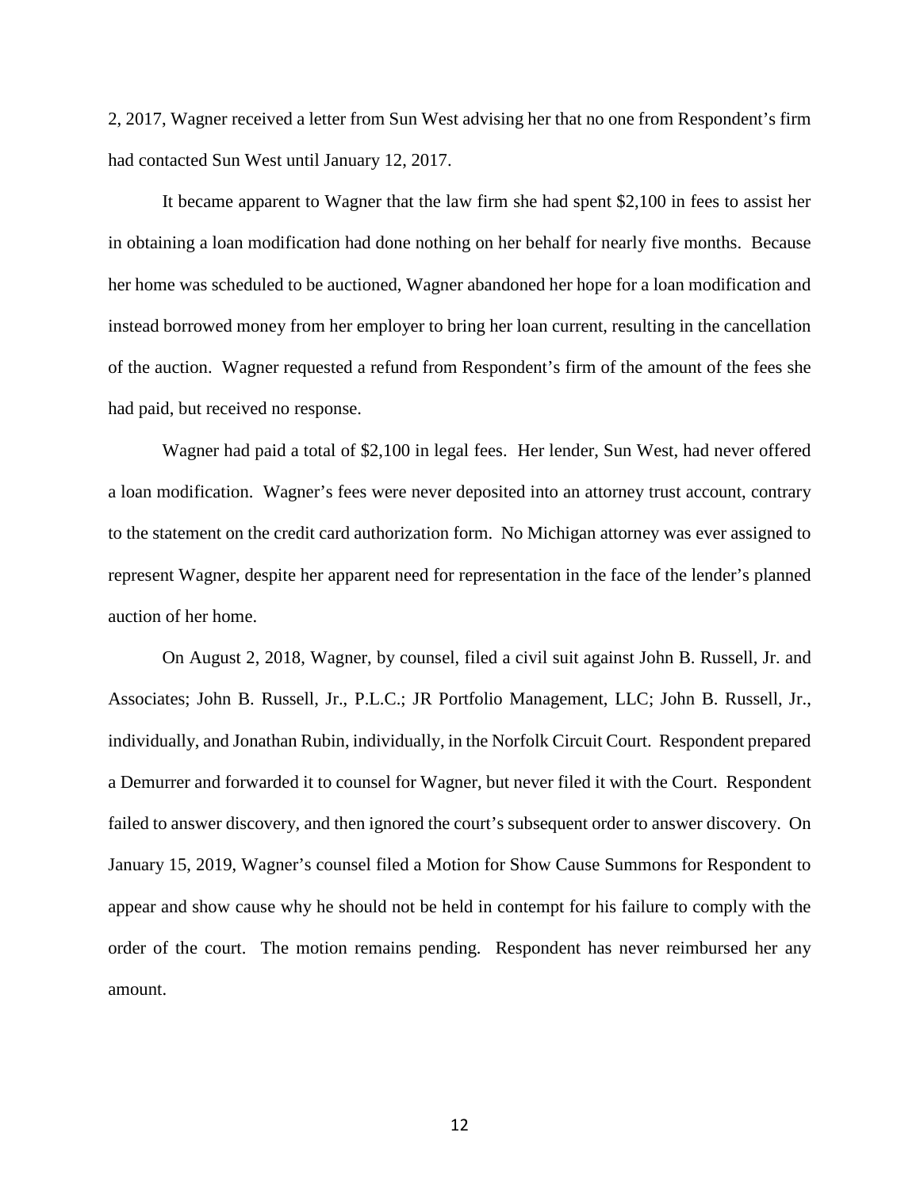2, 2017, Wagner received a letter from Sun West advising her that no one from Respondent's firm had contacted Sun West until January 12, 2017.

It became apparent to Wagner that the law firm she had spent $2,100 in fees to assist her in obtaining a loan modification had done nothing on her behalf for nearly five months. Because her home was scheduled to be auctioned, Wagner abandoned her hope for a loan modification and instead borrowed money from her employer to bring her loan current, resulting in the cancellation of the auction. Wagner requested a refund from Respondent's firm of the amount of the fees she had paid, but received no response.

Wagner had paid a total of $2,100 in legal fees. Her lender, Sun West, had never offered a loan modification. Wagner's fees were never deposited into an attorney trust account, contrary to the statement on the credit card authorization form. No Michigan attorney was ever assigned to represent Wagner, despite her apparent need for representation in the face of the lender's planned auction of her home.

On August 2, 2018, Wagner, by counsel, filed a civil suit against John B. Russell, Jr. and Associates; John B. Russell, Jr., P.L.C.; JR Portfolio Management, LLC; John B. Russell, Jr., individually, and Jonathan Rubin, individually, in the Norfolk Circuit Court. Respondent prepared a Demurrer and forwarded it to counsel for Wagner, but never filed it with the Court. Respondent failed to answer discovery, and then ignored the court's subsequent order to answer discovery. On January 15, 2019, Wagner's counsel filed a Motion for Show Cause Summons for Respondent to appear and show cause why he should not be held in contempt for his failure to comply with the order of the court. The motion remains pending. Respondent has never reimbursed her any amount.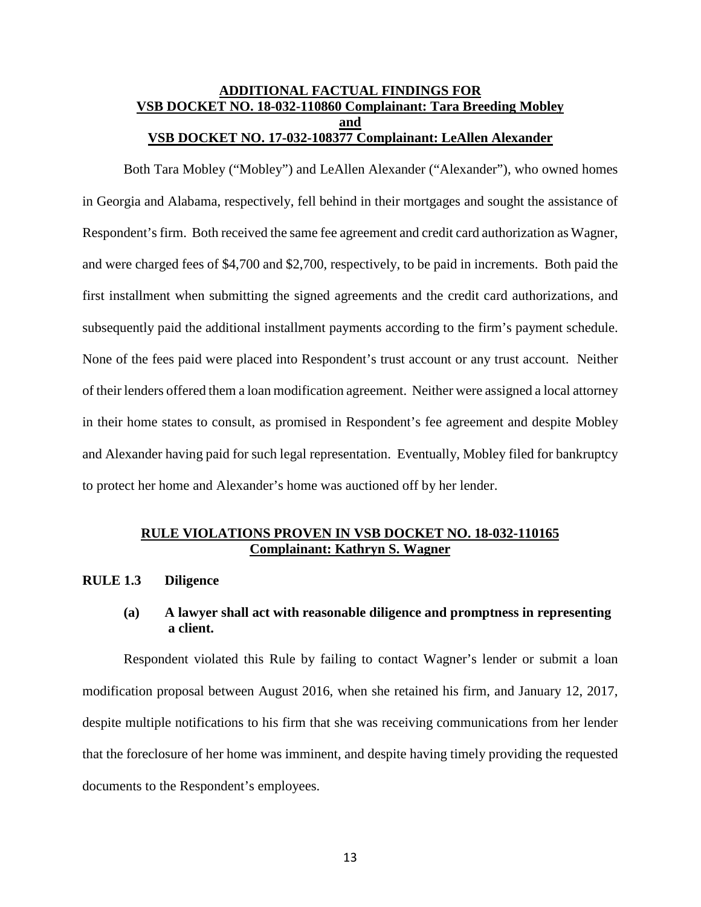## ADDITIONAL FACTUAL FINDINGS FOR VSB DOCKET NO. 18-032-110860 Complainant: Tara Breeding Mobley and VSB DOCKET NO. 17-032-108377 Complainant: LeAllen Alexander

Both Tara Mobley ("Mobley") and LeAllen Alexander ("Alexander"), who owned homes in Georgia and Alabama, respectively, fell behind in their mortgages and sought the assistance of Respondent's firm. Both received the same fee agreement and credit card authorization as Wagner, and were charged fees of $4,700 and $2,700, respectively, to be paid in increments. Both paid the first installment when submitting the signed agreements and the credit card authorizations, and subsequently paid the additional installment payments according to the firm's payment schedule. None of the fees paid were placed into Respondent's trust account or any trust account. Neither of their lenders offered them a loan modification agreement. Neither were assigned a local attorney in their home states to consult, as promised in Respondent's fee agreement and despite Mobley and Alexander having paid for such legal representation. Eventually, Mobley filed for bankruptcy to protect her home and Alexander's home was auctioned off by her lender.

## RULE VIOLATIONS PROVEN IN VSB DOCKET NO. 18-032-110165 Complainant: Kathryn S. Wagner

### RULE 1.3 Diligence

**(a) A lawyer shall act with reasonable diligence and promptness in representing a client.**

Respondent violated this Rule by failing to contact Wagner's lender or submit a loan modification proposal between August 2016, when she retained his firm, and January 12, 2017, despite multiple notifications to his firm that she was receiving communications from her lender that the foreclosure of her home was imminent, and despite having timely providing the requested documents to the Respondent's employees.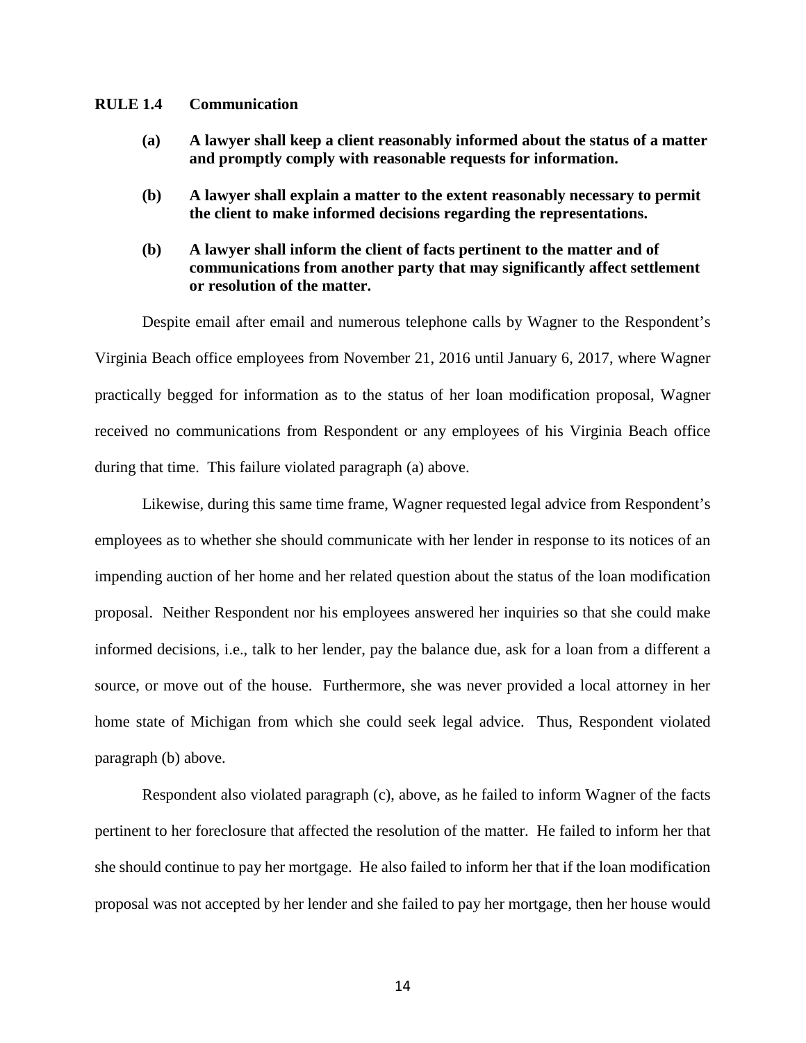**RULE 1.4 Communication**

**(a) A lawyer shall keep a client reasonably informed about the status of a matter and promptly comply with reasonable requests for information.**

**(b) A lawyer shall explain a matter to the extent reasonably necessary to permit the client to make informed decisions regarding the representations.**

**(b) A lawyer shall inform the client of facts pertinent to the matter and of communications from another party that may significantly affect settlement or resolution of the matter.**

Despite email after email and numerous telephone calls by Wagner to the Respondent's Virginia Beach office employees from November 21, 2016 until January 6, 2017, where Wagner practically begged for information as to the status of her loan modification proposal, Wagner received no communications from Respondent or any employees of his Virginia Beach office during that time. This failure violated paragraph (a) above.

Likewise, during this same time frame, Wagner requested legal advice from Respondent's employees as to whether she should communicate with her lender in response to its notices of an impending auction of her home and her related question about the status of the loan modification proposal. Neither Respondent nor his employees answered her inquiries so that she could make informed decisions, i.e., talk to her lender, pay the balance due, ask for a loan from a different a source, or move out of the house. Furthermore, she was never provided a local attorney in her home state of Michigan from which she could seek legal advice. Thus, Respondent violated paragraph (b) above.

Respondent also violated paragraph (c), above, as he failed to inform Wagner of the facts pertinent to her foreclosure that affected the resolution of the matter. He failed to inform her that she should continue to pay her mortgage. He also failed to inform her that if the loan modification proposal was not accepted by her lender and she failed to pay her mortgage, then her house would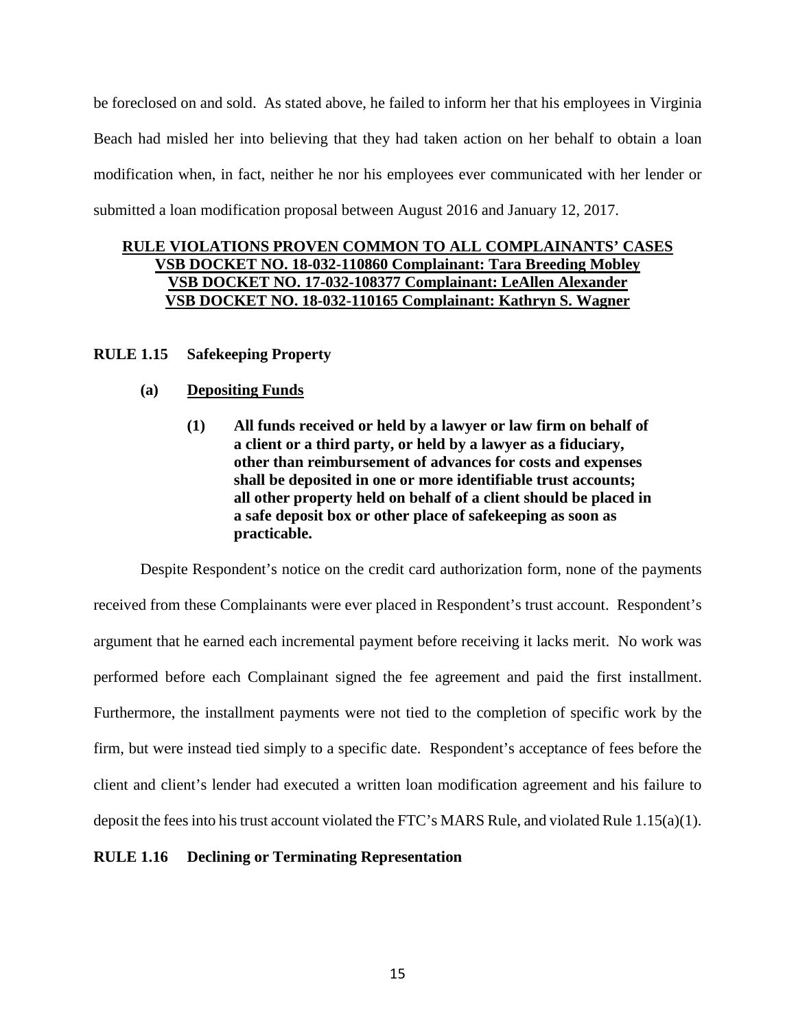be foreclosed on and sold. As stated above, he failed to inform her that his employees in Virginia Beach had misled her into believing that they had taken action on her behalf to obtain a loan modification when, in fact, neither he nor his employees ever communicated with her lender or submitted a loan modification proposal between August 2016 and January 12, 2017.

## RULE VIOLATIONS PROVEN COMMON TO ALL COMPLAINANTS' CASES
## VSB DOCKET NO. 18-032-110860 Complainant: Tara Breeding Mobley
## VSB DOCKET NO. 17-032-108377 Complainant: LeAllen Alexander
## VSB DOCKET NO. 18-032-110165 Complainant: Kathryn S. Wagner

### RULE 1.15 Safekeeping Property

**(a) Depositing Funds**

> **(1) All funds received or held by a lawyer or law firm on behalf of a client or a third party, or held by a lawyer as a fiduciary, other than reimbursement of advances for costs and expenses shall be deposited in one or more identifiable trust accounts; all other property held on behalf of a client should be placed in a safe deposit box or other place of safekeeping as soon as practicable.**

Despite Respondent's notice on the credit card authorization form, none of the payments received from these Complainants were ever placed in Respondent's trust account. Respondent's argument that he earned each incremental payment before receiving it lacks merit. No work was performed before each Complainant signed the fee agreement and paid the first installment. Furthermore, the installment payments were not tied to the completion of specific work by the firm, but were instead tied simply to a specific date. Respondent's acceptance of fees before the client and client's lender had executed a written loan modification agreement and his failure to deposit the fees into his trust account violated the FTC's MARS Rule, and violated Rule 1.15(a)(1).

### RULE 1.16 Declining or Terminating Representation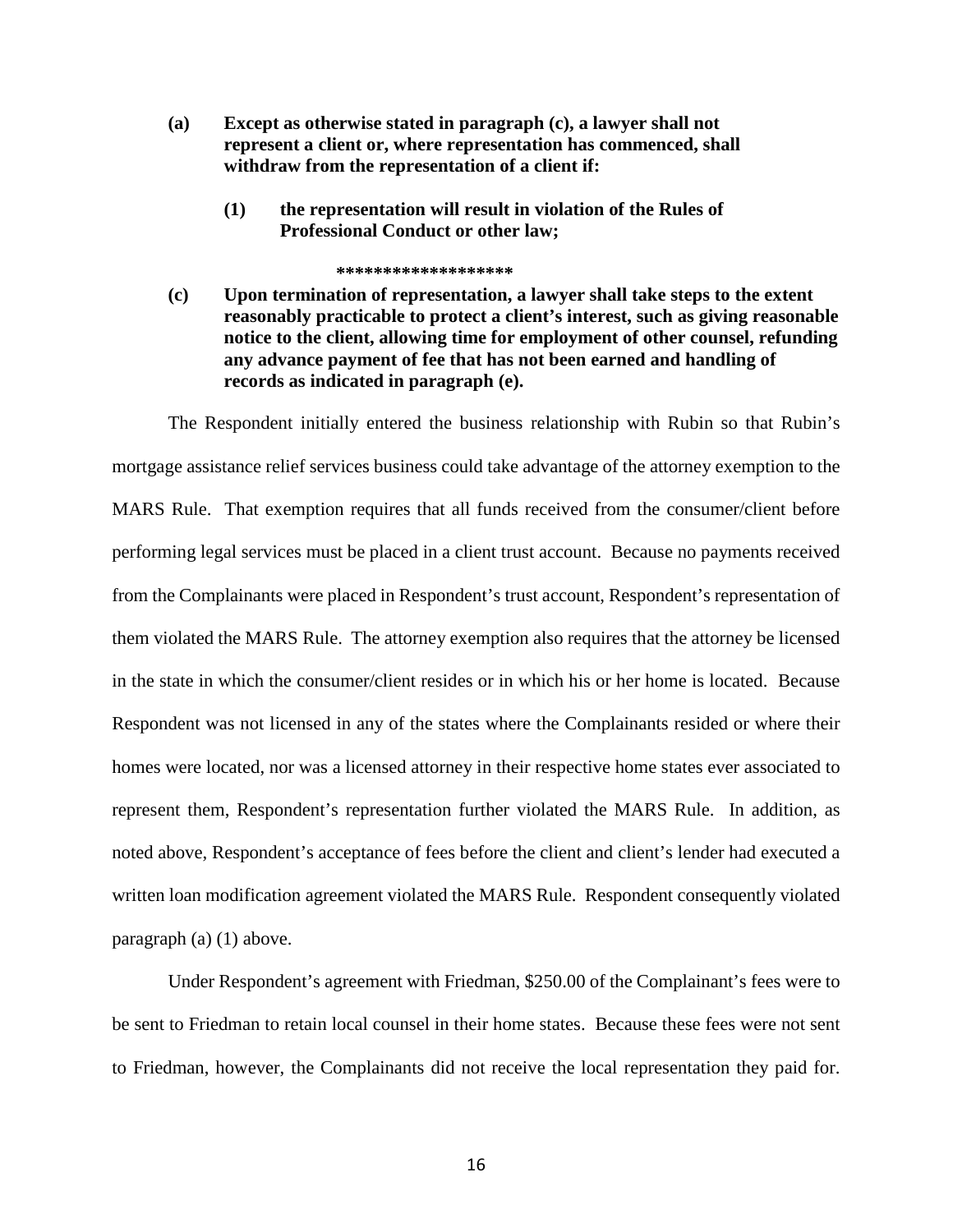**(a) Except as otherwise stated in paragraph (c), a lawyer shall not represent a client or, where representation has commenced, shall withdraw from the representation of a client if:**

**(1) the representation will result in violation of the Rules of Professional Conduct or other law;**

**\*\*\*\*\*\*\*\*\*\*\*\*\*\*\*\*\*\*\***

**(c) Upon termination of representation, a lawyer shall take steps to the extent reasonably practicable to protect a client's interest, such as giving reasonable notice to the client, allowing time for employment of other counsel, refunding any advance payment of fee that has not been earned and handling of records as indicated in paragraph (e).**

The Respondent initially entered the business relationship with Rubin so that Rubin's mortgage assistance relief services business could take advantage of the attorney exemption to the MARS Rule. That exemption requires that all funds received from the consumer/client before performing legal services must be placed in a client trust account. Because no payments received from the Complainants were placed in Respondent's trust account, Respondent's representation of them violated the MARS Rule. The attorney exemption also requires that the attorney be licensed in the state in which the consumer/client resides or in which his or her home is located. Because Respondent was not licensed in any of the states where the Complainants resided or where their homes were located, nor was a licensed attorney in their respective home states ever associated to represent them, Respondent's representation further violated the MARS Rule. In addition, as noted above, Respondent's acceptance of fees before the client and client's lender had executed a written loan modification agreement violated the MARS Rule. Respondent consequently violated paragraph (a) (1) above.

Under Respondent's agreement with Friedman, $250.00 of the Complainant's fees were to be sent to Friedman to retain local counsel in their home states. Because these fees were not sent to Friedman, however, the Complainants did not receive the local representation they paid for.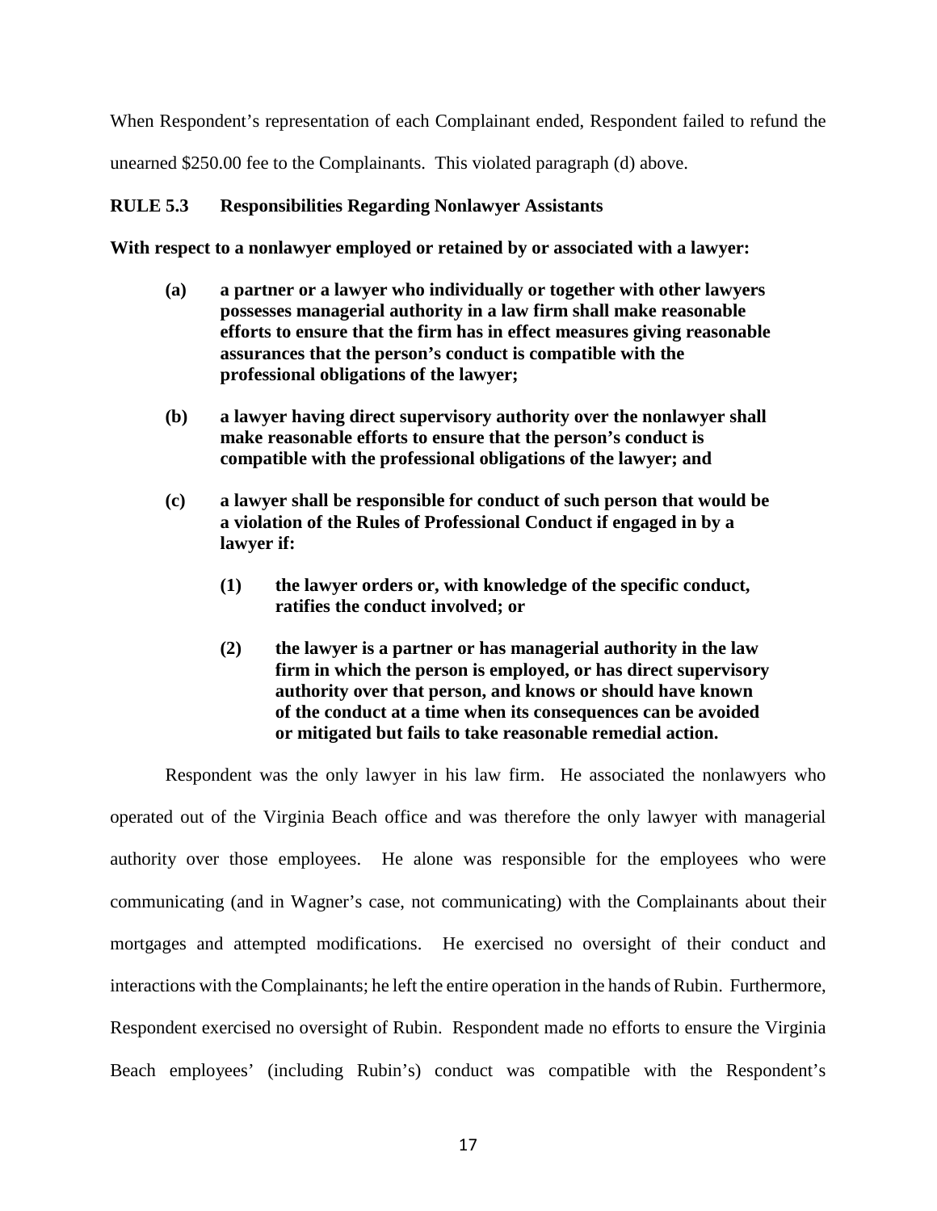When Respondent's representation of each Complainant ended, Respondent failed to refund the unearned $250.00 fee to the Complainants. This violated paragraph (d) above.

**RULE 5.3 Responsibilities Regarding Nonlawyer Assistants**

**With respect to a nonlawyer employed or retained by or associated with a lawyer:**

> **(a) a partner or a lawyer who individually or together with other lawyers possesses managerial authority in a law firm shall make reasonable efforts to ensure that the firm has in effect measures giving reasonable assurances that the person's conduct is compatible with the professional obligations of the lawyer;**
>
> **(b) a lawyer having direct supervisory authority over the nonlawyer shall make reasonable efforts to ensure that the person's conduct is compatible with the professional obligations of the lawyer; and**
>
> **(c) a lawyer shall be responsible for conduct of such person that would be a violation of the Rules of Professional Conduct if engaged in by a lawyer if:**
>
> > **(1) the lawyer orders or, with knowledge of the specific conduct, ratifies the conduct involved; or**
> >
> > **(2) the lawyer is a partner or has managerial authority in the law firm in which the person is employed, or has direct supervisory authority over that person, and knows or should have known of the conduct at a time when its consequences can be avoided or mitigated but fails to take reasonable remedial action.**

Respondent was the only lawyer in his law firm. He associated the nonlawyers who operated out of the Virginia Beach office and was therefore the only lawyer with managerial authority over those employees. He alone was responsible for the employees who were communicating (and in Wagner's case, not communicating) with the Complainants about their mortgages and attempted modifications. He exercised no oversight of their conduct and interactions with the Complainants; he left the entire operation in the hands of Rubin. Furthermore, Respondent exercised no oversight of Rubin. Respondent made no efforts to ensure the Virginia Beach employees' (including Rubin's) conduct was compatible with the Respondent's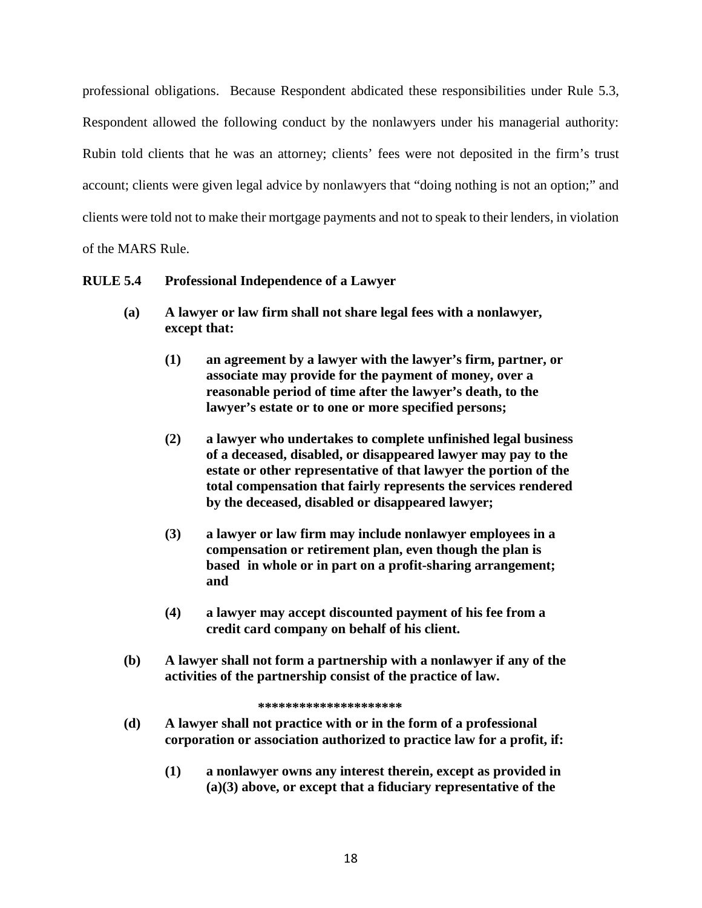professional obligations. Because Respondent abdicated these responsibilities under Rule 5.3, Respondent allowed the following conduct by the nonlawyers under his managerial authority: Rubin told clients that he was an attorney; clients' fees were not deposited in the firm's trust account; clients were given legal advice by nonlawyers that "doing nothing is not an option;" and clients were told not to make their mortgage payments and not to speak to their lenders, in violation of the MARS Rule.

**RULE 5.4 Professional Independence of a Lawyer**

> **(a) A lawyer or law firm shall not share legal fees with a nonlawyer, except that:**
>
> > **(1) an agreement by a lawyer with the lawyer's firm, partner, or associate may provide for the payment of money, over a reasonable period of time after the lawyer's death, to the lawyer's estate or to one or more specified persons;**
> >
> > **(2) a lawyer who undertakes to complete unfinished legal business of a deceased, disabled, or disappeared lawyer may pay to the estate or other representative of that lawyer the portion of the total compensation that fairly represents the services rendered by the deceased, disabled or disappeared lawyer;**
> >
> > **(3) a lawyer or law firm may include nonlawyer employees in a compensation or retirement plan, even though the plan is based in whole or in part on a profit-sharing arrangement; and**
> >
> > **(4) a lawyer may accept discounted payment of his fee from a credit card company on behalf of his client.**
>
> **(b) A lawyer shall not form a partnership with a nonlawyer if any of the activities of the partnership consist of the practice of law.**
>
> **********************
>
> **(d) A lawyer shall not practice with or in the form of a professional corporation or association authorized to practice law for a profit, if:**
>
> > **(1) a nonlawyer owns any interest therein, except as provided in (a)(3) above, or except that a fiduciary representative of the**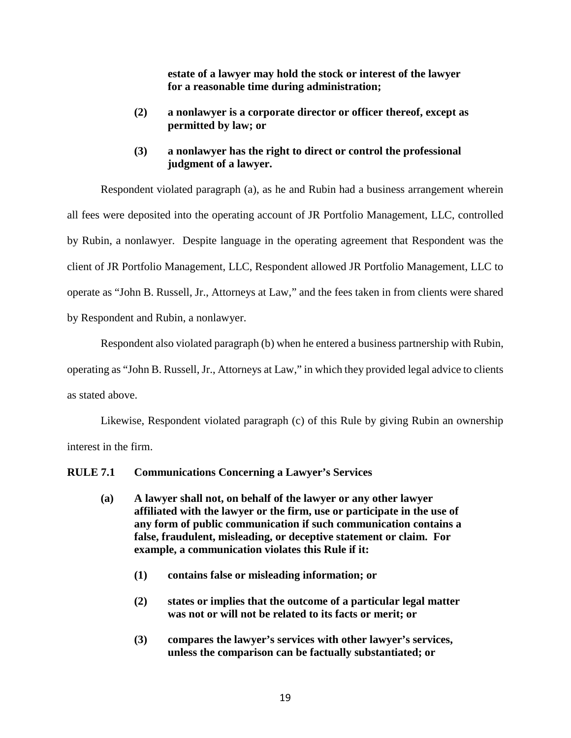**estate of a lawyer may hold the stock or interest of the lawyer for a reasonable time during administration;**

**(2) a nonlawyer is a corporate director or officer thereof, except as permitted by law; or**

**(3) a nonlawyer has the right to direct or control the professional judgment of a lawyer.**

Respondent violated paragraph (a), as he and Rubin had a business arrangement wherein all fees were deposited into the operating account of JR Portfolio Management, LLC, controlled by Rubin, a nonlawyer. Despite language in the operating agreement that Respondent was the client of JR Portfolio Management, LLC, Respondent allowed JR Portfolio Management, LLC to operate as "John B. Russell, Jr., Attorneys at Law," and the fees taken in from clients were shared by Respondent and Rubin, a nonlawyer.

Respondent also violated paragraph (b) when he entered a business partnership with Rubin, operating as "John B. Russell, Jr., Attorneys at Law," in which they provided legal advice to clients as stated above.

Likewise, Respondent violated paragraph (c) of this Rule by giving Rubin an ownership interest in the firm.

**RULE 7.1 Communications Concerning a Lawyer's Services**

**(a) A lawyer shall not, on behalf of the lawyer or any other lawyer affiliated with the lawyer or the firm, use or participate in the use of any form of public communication if such communication contains a false, fraudulent, misleading, or deceptive statement or claim. For example, a communication violates this Rule if it:**

**(1) contains false or misleading information; or**

**(2) states or implies that the outcome of a particular legal matter was not or will not be related to its facts or merit; or**

**(3) compares the lawyer's services with other lawyer's services, unless the comparison can be factually substantiated; or**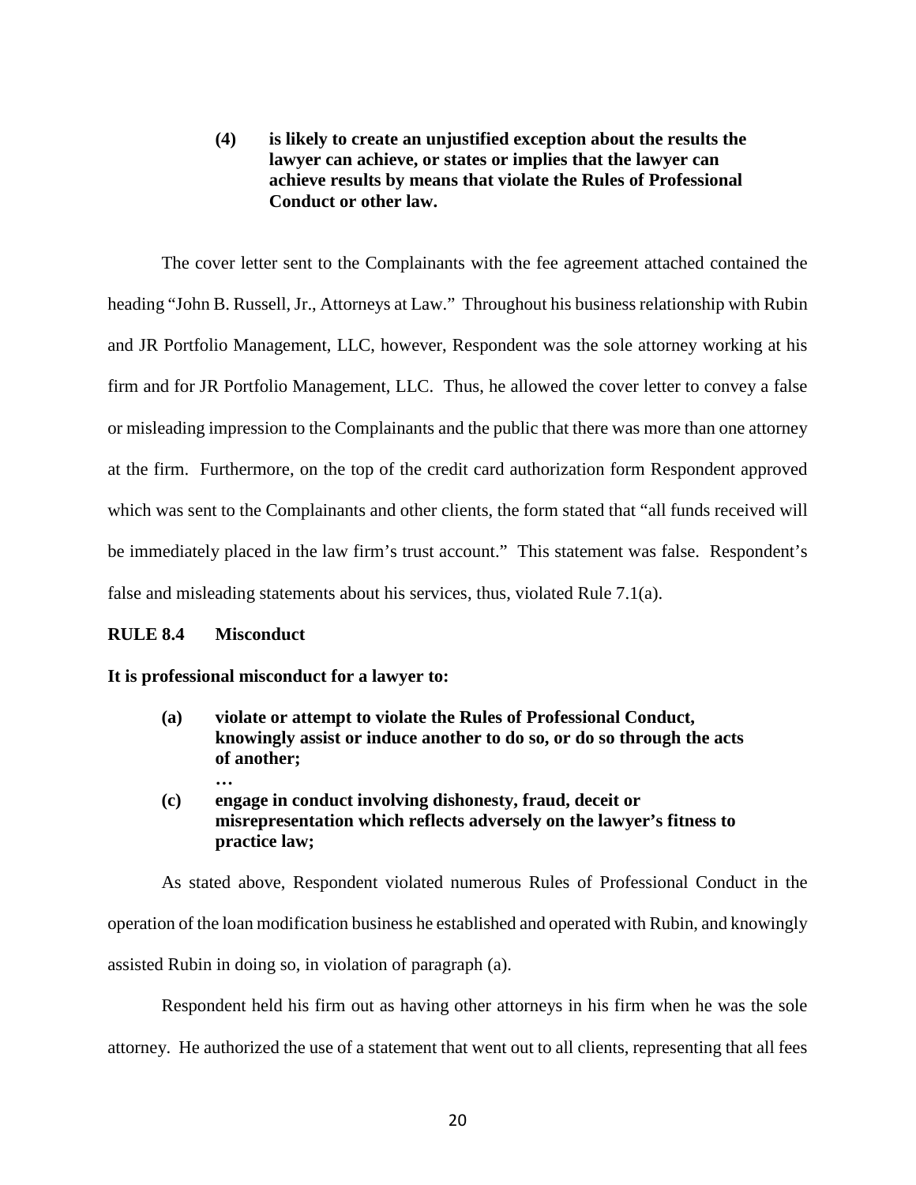**(4) is likely to create an unjustified exception about the results the lawyer can achieve, or states or implies that the lawyer can achieve results by means that violate the Rules of Professional Conduct or other law.**

The cover letter sent to the Complainants with the fee agreement attached contained the heading "John B. Russell, Jr., Attorneys at Law." Throughout his business relationship with Rubin and JR Portfolio Management, LLC, however, Respondent was the sole attorney working at his firm and for JR Portfolio Management, LLC. Thus, he allowed the cover letter to convey a false or misleading impression to the Complainants and the public that there was more than one attorney at the firm. Furthermore, on the top of the credit card authorization form Respondent approved which was sent to the Complainants and other clients, the form stated that "all funds received will be immediately placed in the law firm's trust account." This statement was false. Respondent's false and misleading statements about his services, thus, violated Rule 7.1(a).

**RULE 8.4 Misconduct**

**It is professional misconduct for a lawyer to:**

**(a) violate or attempt to violate the Rules of Professional Conduct, knowingly assist or induce another to do so, or do so through the acts of another;**

**…**

**(c) engage in conduct involving dishonesty, fraud, deceit or misrepresentation which reflects adversely on the lawyer's fitness to practice law;**

As stated above, Respondent violated numerous Rules of Professional Conduct in the operation of the loan modification business he established and operated with Rubin, and knowingly assisted Rubin in doing so, in violation of paragraph (a).

Respondent held his firm out as having other attorneys in his firm when he was the sole attorney. He authorized the use of a statement that went out to all clients, representing that all fees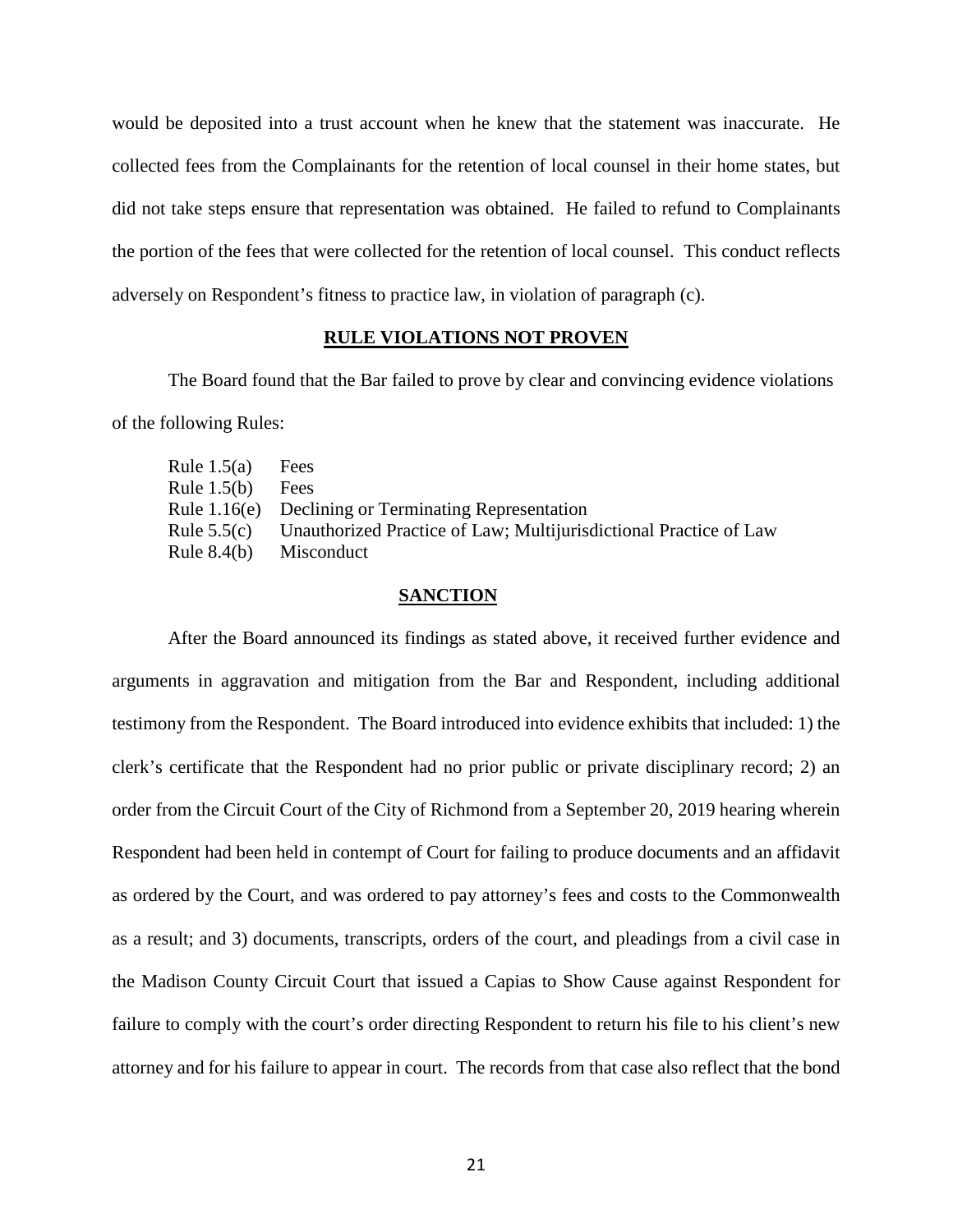would be deposited into a trust account when he knew that the statement was inaccurate. He collected fees from the Complainants for the retention of local counsel in their home states, but did not take steps ensure that representation was obtained. He failed to refund to Complainants the portion of the fees that were collected for the retention of local counsel. This conduct reflects adversely on Respondent's fitness to practice law, in violation of paragraph (c).

## RULE VIOLATIONS NOT PROVEN

The Board found that the Bar failed to prove by clear and convincing evidence violations of the following Rules:

| | |
|---|---|
| Rule 1.5(a) | Fees |
| Rule 1.5(b) | Fees |
| Rule 1.16(e) | Declining or Terminating Representation |
| Rule 5.5(c) | Unauthorized Practice of Law; Multijurisdictional Practice of Law |
| Rule 8.4(b) | Misconduct |

## SANCTION

After the Board announced its findings as stated above, it received further evidence and arguments in aggravation and mitigation from the Bar and Respondent, including additional testimony from the Respondent. The Board introduced into evidence exhibits that included: 1) the clerk's certificate that the Respondent had no prior public or private disciplinary record; 2) an order from the Circuit Court of the City of Richmond from a September 20, 2019 hearing wherein Respondent had been held in contempt of Court for failing to produce documents and an affidavit as ordered by the Court, and was ordered to pay attorney's fees and costs to the Commonwealth as a result; and 3) documents, transcripts, orders of the court, and pleadings from a civil case in the Madison County Circuit Court that issued a Capias to Show Cause against Respondent for failure to comply with the court's order directing Respondent to return his file to his client's new attorney and for his failure to appear in court. The records from that case also reflect that the bond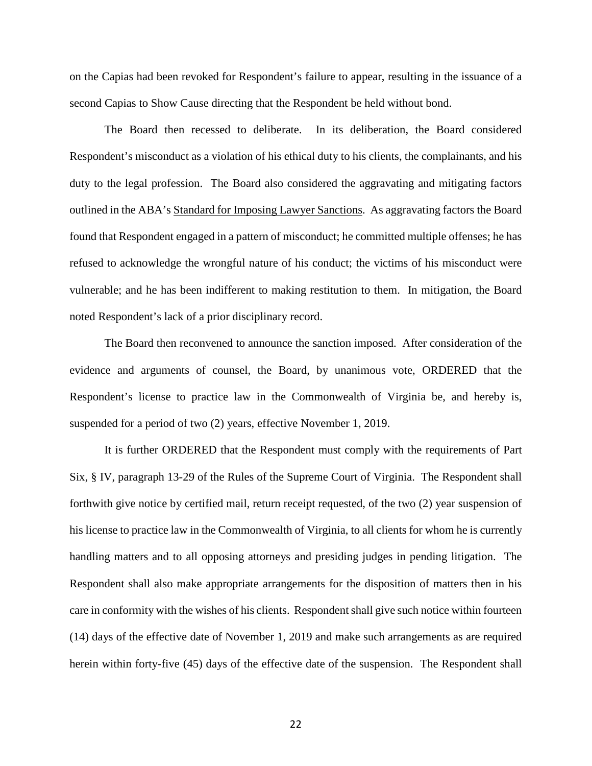on the Capias had been revoked for Respondent's failure to appear, resulting in the issuance of a second Capias to Show Cause directing that the Respondent be held without bond.

The Board then recessed to deliberate. In its deliberation, the Board considered Respondent's misconduct as a violation of his ethical duty to his clients, the complainants, and his duty to the legal profession. The Board also considered the aggravating and mitigating factors outlined in the ABA's Standard for Imposing Lawyer Sanctions. As aggravating factors the Board found that Respondent engaged in a pattern of misconduct; he committed multiple offenses; he has refused to acknowledge the wrongful nature of his conduct; the victims of his misconduct were vulnerable; and he has been indifferent to making restitution to them. In mitigation, the Board noted Respondent's lack of a prior disciplinary record.

The Board then reconvened to announce the sanction imposed. After consideration of the evidence and arguments of counsel, the Board, by unanimous vote, ORDERED that the Respondent's license to practice law in the Commonwealth of Virginia be, and hereby is, suspended for a period of two (2) years, effective November 1, 2019.

It is further ORDERED that the Respondent must comply with the requirements of Part Six, § IV, paragraph 13-29 of the Rules of the Supreme Court of Virginia. The Respondent shall forthwith give notice by certified mail, return receipt requested, of the two (2) year suspension of his license to practice law in the Commonwealth of Virginia, to all clients for whom he is currently handling matters and to all opposing attorneys and presiding judges in pending litigation. The Respondent shall also make appropriate arrangements for the disposition of matters then in his care in conformity with the wishes of his clients. Respondent shall give such notice within fourteen (14) days of the effective date of November 1, 2019 and make such arrangements as are required herein within forty-five (45) days of the effective date of the suspension. The Respondent shall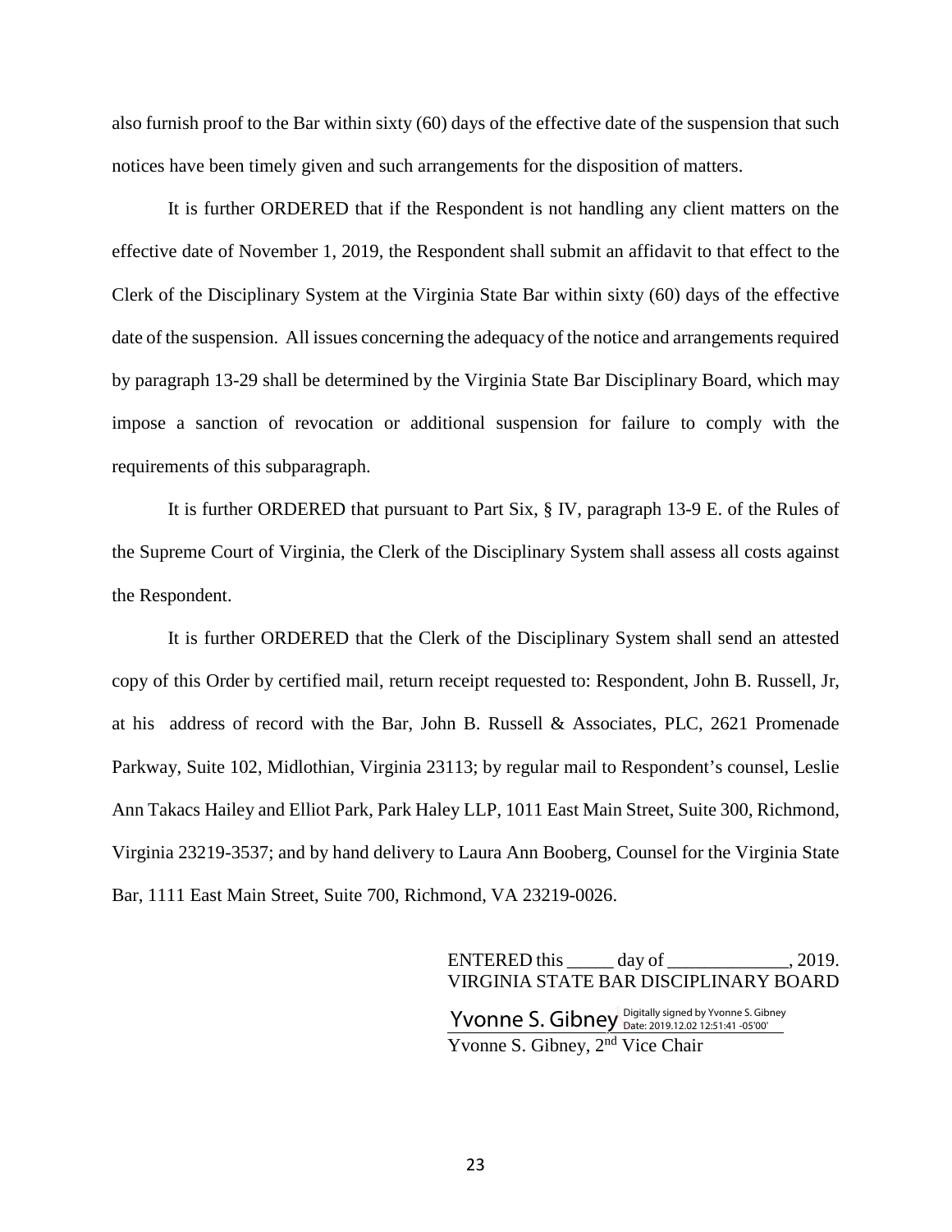also furnish proof to the Bar within sixty (60) days of the effective date of the suspension that such notices have been timely given and such arrangements for the disposition of matters.

It is further ORDERED that if the Respondent is not handling any client matters on the effective date of November 1, 2019, the Respondent shall submit an affidavit to that effect to the Clerk of the Disciplinary System at the Virginia State Bar within sixty (60) days of the effective date of the suspension. All issues concerning the adequacy of the notice and arrangements required by paragraph 13-29 shall be determined by the Virginia State Bar Disciplinary Board, which may impose a sanction of revocation or additional suspension for failure to comply with the requirements of this subparagraph.

It is further ORDERED that pursuant to Part Six, § IV, paragraph 13-9 E. of the Rules of the Supreme Court of Virginia, the Clerk of the Disciplinary System shall assess all costs against the Respondent.

It is further ORDERED that the Clerk of the Disciplinary System shall send an attested copy of this Order by certified mail, return receipt requested to: Respondent, John B. Russell, Jr, at his address of record with the Bar, John B. Russell & Associates, PLC, 2621 Promenade Parkway, Suite 102, Midlothian, Virginia 23113; by regular mail to Respondent's counsel, Leslie Ann Takacs Hailey and Elliot Park, Park Haley LLP, 1011 East Main Street, Suite 300, Richmond, Virginia 23219-3537; and by hand delivery to Laura Ann Booberg, Counsel for the Virginia State Bar, 1111 East Main Street, Suite 700, Richmond, VA 23219-0026.

ENTERED this _____ day of _____________, 2019.
VIRGINIA STATE BAR DISCIPLINARY BOARD

Yvonne S. Gibney Digitally signed by Yvonne S. Gibney Date: 2019.12.02 12:51:41 -05'00'

Yvonne S. Gibney, 2nd Vice Chair